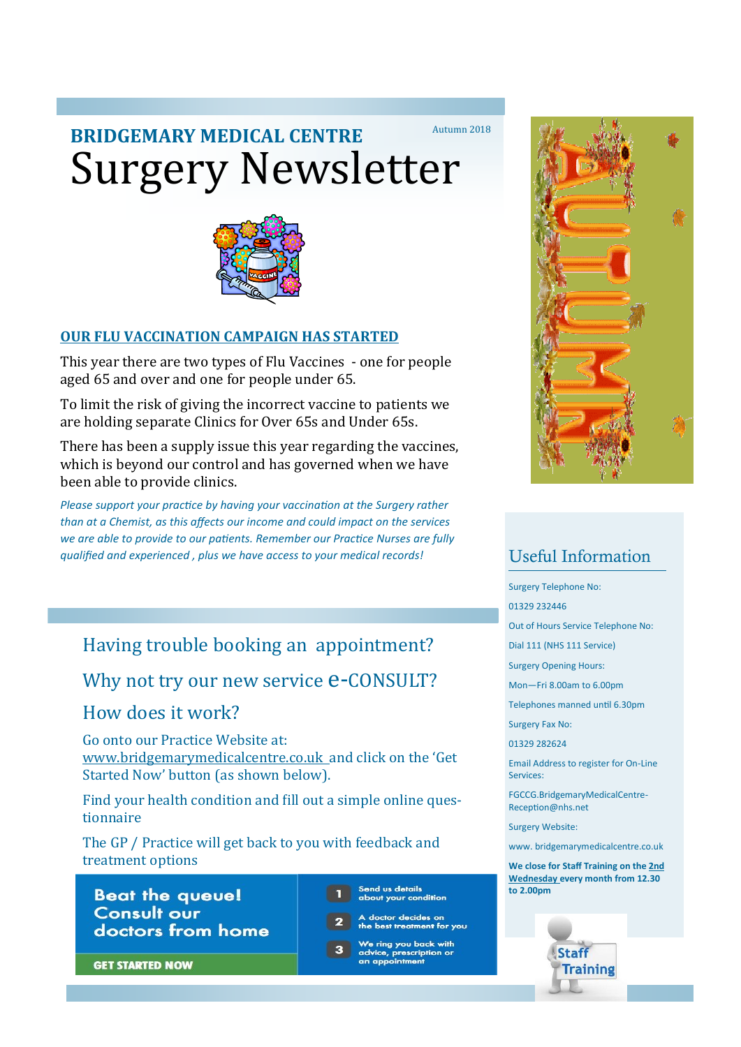# BRIDGEMARY MEDICAL CENTRE

Autumn 2018

# Surgery Newsletter

## OUR FLU VACCINATION CAMPAIGN HAS STARTED

This year there are two types of Flu Vaccines - one for people aged 65 and over and one for people under 65.

To limit the risk of giving the incorrect vaccine to patients we are holding separate Clinics for Over 65s and Under 65s.

There has been a supply issue this year regarding the vaccines, which is beyond our control and has governed when we have been able to provide clinics.

*Please support your practice by having your vaccination at the Surgery rather than at a Chemist, as this affects our income and could impact on the services we are able to provide to our patients. Remember our Practice Nurses are fully qualified and experienced , plus we have access to your medical records!*

## Having trouble booking an appointment?

## Why not try our new service e-CONSULT?

## How does it work?

Go onto our Practice Website at: www.bridgemarymedicalcentre.co.uk and click on the 'Get Started Now' button (as shown below).

Find your health condition and fill out a simple online questionnaire

The GP / Practice will get back to you with feedback and treatment options

**Beat the queue! Consult our doctors from home**

**GET STARTED NOW**

1. Send us details about your condition
2. A doctor decides on the best treatment for you
3. We ring you back with advice, prescription or an appointment

## Useful Information

Surgery Telephone No:

01329 232446

Out of Hours Service Telephone No:

Dial 111 (NHS 111 Service)

Surgery Opening Hours:

Mon—Fri 8.00am to 6.00pm

Telephones manned until 6.30pm

Surgery Fax No:

01329 282624

Email Address to register for On-Line Services:

FGCCG.BridgemaryMedicalCentre-Reception@nhs.net

Surgery Website:

www. bridgemarymedicalcentre.co.uk

**We close for Staff Training on the 2nd Wednesday every month from 12.30 to 2.00pm**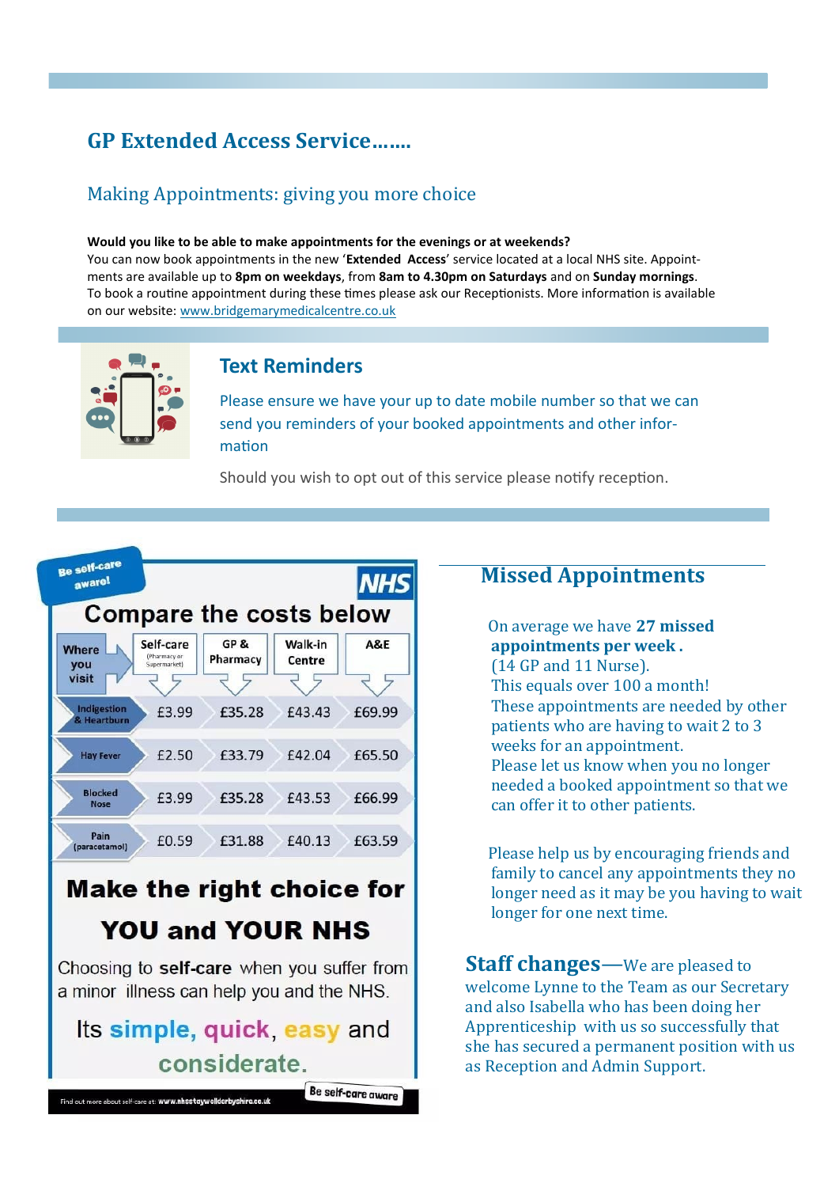## GP Extended Access Service…….

### Making Appointments: giving you more choice

**Would you like to be able to make appointments for the evenings or at weekends?**
You can now book appointments in the new '**Extended Access**' service located at a local NHS site. Appointments are available up to **8pm on weekdays**, from **8am to 4.30pm on Saturdays** and on **Sunday mornings**. To book a routine appointment during these times please ask our Receptionists. More information is available on our website: www.bridgemarymedicalcentre.co.uk

## Text Reminders

Please ensure we have your up to date mobile number so that we can send you reminders of your booked appointments and other information

Should you wish to opt out of this service please notify reception.

Be self-care aware!

NHS

## Compare the costs below

| Where you visit | Self-care (Pharmacy or Supermarket) | GP & Pharmacy | Walk-in Centre | A&E |
|---|---|---|---|---|
| Indigestion & Heartburn | £3.99 | £35.28 | £43.43 | £69.99 |
| Hay Fever | £2.50 | £33.79 | £42.04 | £65.50 |
| Blocked Nose | £3.99 | £35.28 | £43.53 | £66.99 |
| Pain (paracetamol) | £0.59 | £31.88 | £40.13 | £63.59 |

**Make the right choice for YOU and YOUR NHS**

Choosing to **self-care** when you suffer from a minor illness can help you and the NHS.

Its **simple**, **quick**, **easy** and **considerate**.

Find out more about self-care at: www.nhsstaywellderbyshire.co.uk

Be self-care aware

## Missed Appointments

On average we have **27 missed appointments per week .** (14 GP and 11 Nurse).
This equals over 100 a month!
These appointments are needed by other patients who are having to wait 2 to 3 weeks for an appointment.
Please let us know when you no longer needed a booked appointment so that we can offer it to other patients.

Please help us by encouraging friends and family to cancel any appointments they no longer need as it may be you having to wait longer for one next time.

**Staff changes**—We are pleased to welcome Lynne to the Team as our Secretary and also Isabella who has been doing her Apprenticeship with us so successfully that she has secured a permanent position with us as Reception and Admin Support.